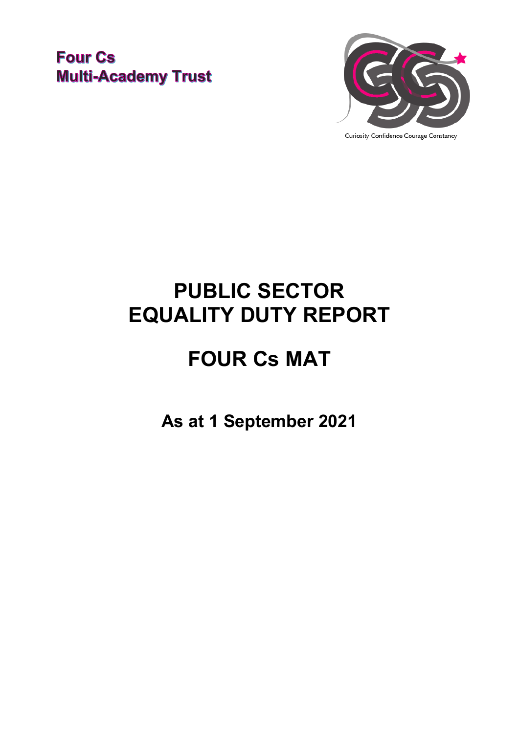**Four Cs**
**Multi-Academy Trust**

Curiosity Confidence Courage Constancy

# PUBLIC SECTOR EQUALITY DUTY REPORT

# FOUR Cs MAT

## As at 1 September 2021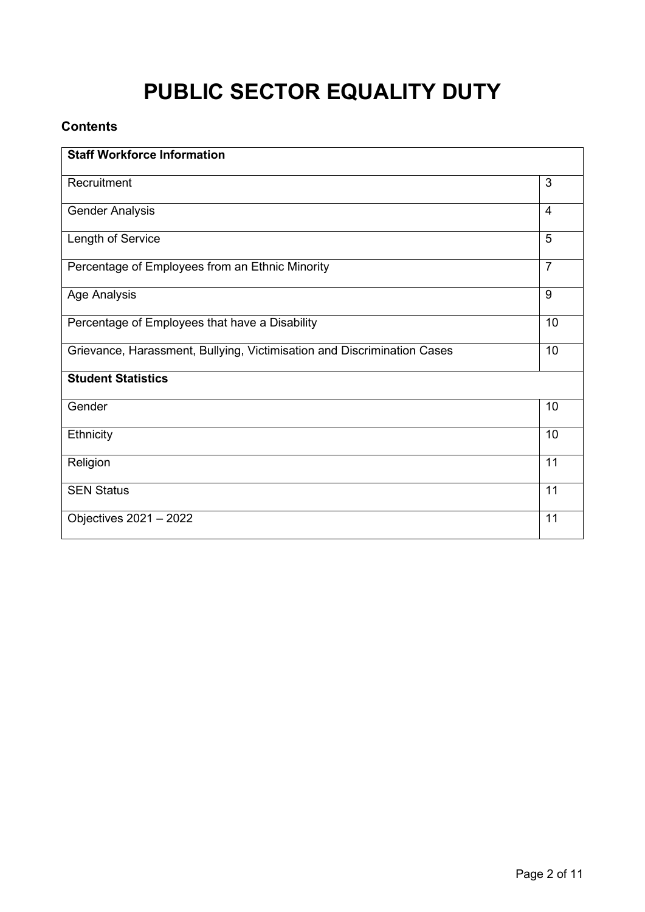# PUBLIC SECTOR EQUALITY DUTY

### Contents

| **Staff Workforce Information** | |
|---|---|
| Recruitment | 3 |
| Gender Analysis | 4 |
| Length of Service | 5 |
| Percentage of Employees from an Ethnic Minority | 7 |
| Age Analysis | 9 |
| Percentage of Employees that have a Disability | 10 |
| Grievance, Harassment, Bullying, Victimisation and Discrimination Cases | 10 |
| **Student Statistics** | |
| Gender | 10 |
| Ethnicity | 10 |
| Religion | 11 |
| SEN Status | 11 |
| Objectives 2021 – 2022 | 11 |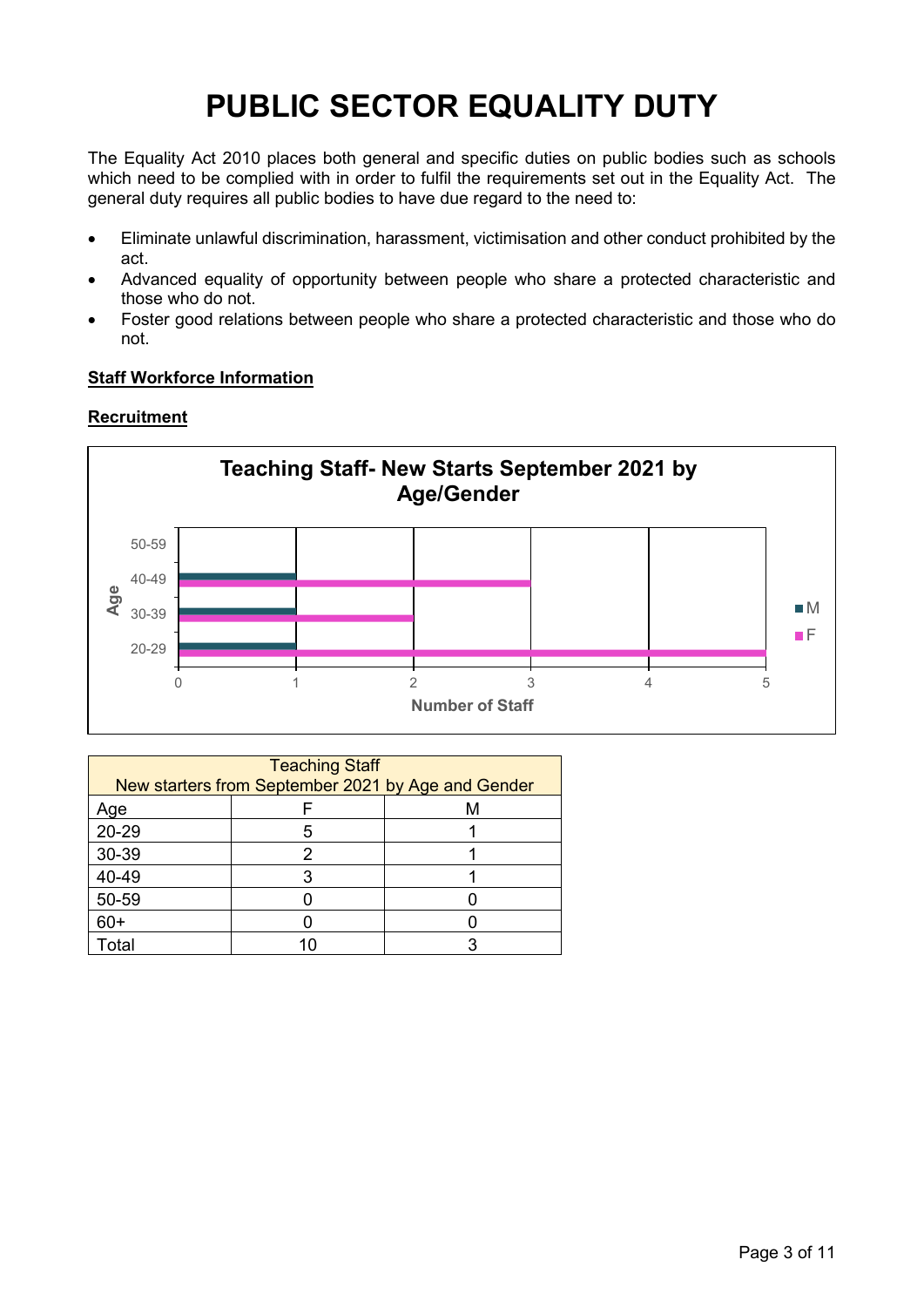# PUBLIC SECTOR EQUALITY DUTY

The Equality Act 2010 places both general and specific duties on public bodies such as schools which need to be complied with in order to fulfil the requirements set out in the Equality Act. The general duty requires all public bodies to have due regard to the need to:

- Eliminate unlawful discrimination, harassment, victimisation and other conduct prohibited by the act.
- Advanced equality of opportunity between people who share a protected characteristic and those who do not.
- Foster good relations between people who share a protected characteristic and those who do not.

**Staff Workforce Information**

**Recruitment**

**Teaching Staff- New Starts September 2021 by Age/Gender**

| Teaching Staff<br>New starters from September 2021 by Age and Gender | | |
|---|---|---|
| Age | F | M |
| 20-29 | 5 | 1 |
| 30-39 | 2 | 1 |
| 40-49 | 3 | 1 |
| 50-59 | 0 | 0 |
| 60+ | 0 | 0 |
| Total | 10 | 3 |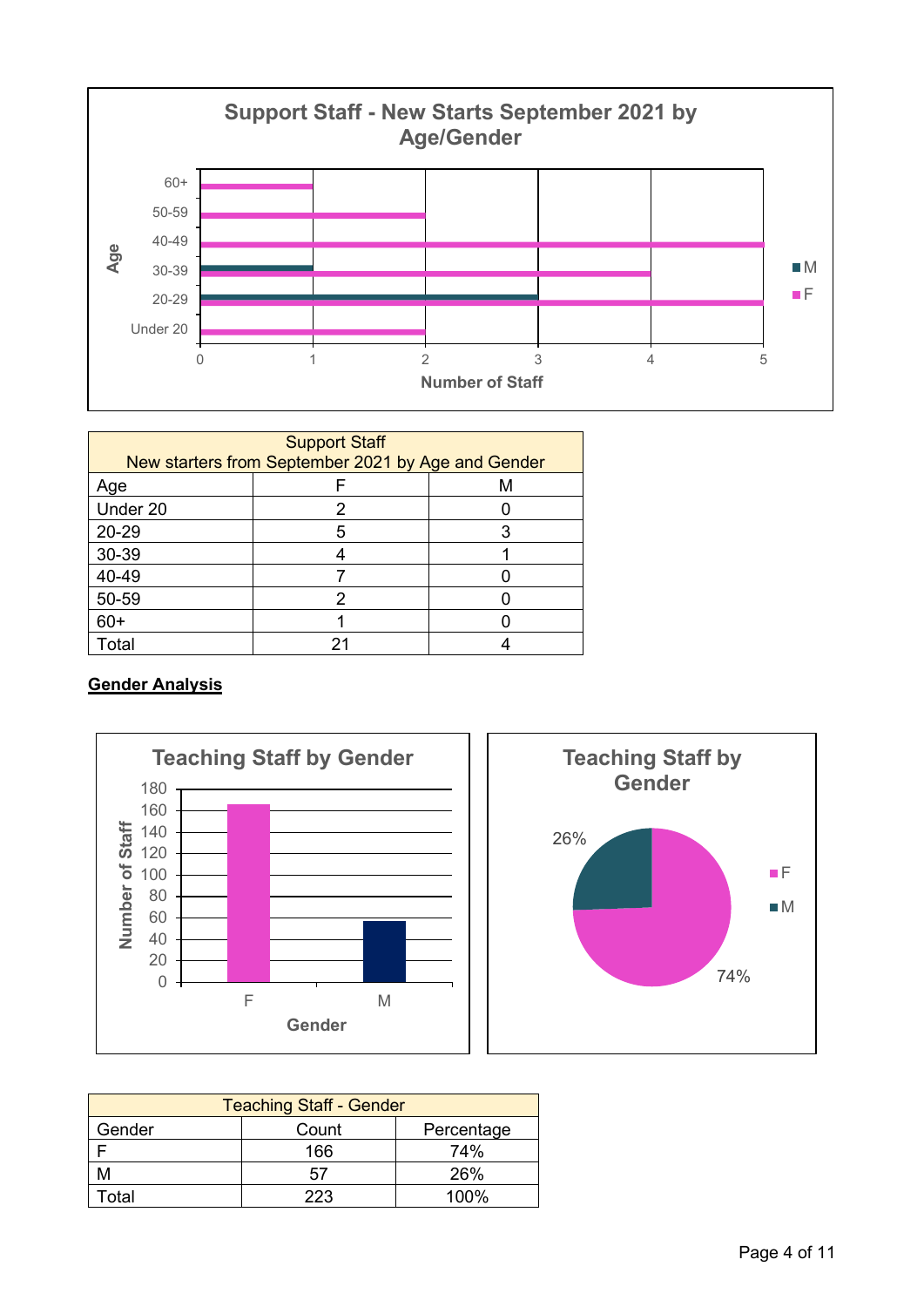| Support Staff New starters from September 2021 by Age and Gender | | |
|---|---|---|
| Age | F | M |
| Under 20 | 2 | 0 |
| 20-29 | 5 | 3 |
| 30-39 | 4 | 1 |
| 40-49 | 7 | 0 |
| 50-59 | 2 | 0 |
| 60+ | 1 | 0 |
| Total | 21 | 4 |

**Gender Analysis**

| Teaching Staff - Gender | | |
|---|---|---|
| Gender | Count | Percentage |
| F | 166 | 74% |
| M | 57 | 26% |
| Total | 223 | 100% |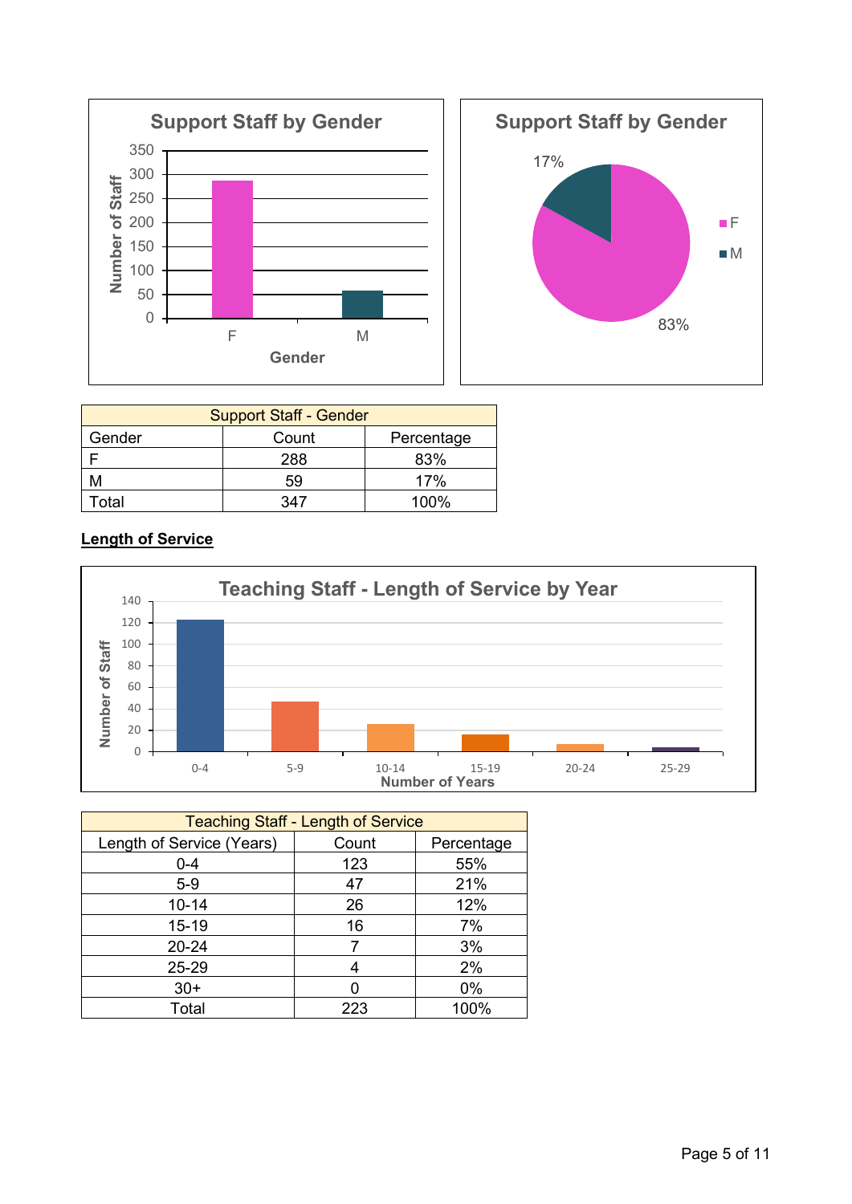**Support Staff by Gender**

**Support Staff by Gender**

| Support Staff - Gender | | |
|---|---|---|
| Gender | Count | Percentage |
| F | 288 | 83% |
| M | 59 | 17% |
| Total | 347 | 100% |

**Length of Service**

**Teaching Staff - Length of Service by Year**

| Teaching Staff - Length of Service | | |
|---|---|---|
| Length of Service (Years) | Count | Percentage |
| 0-4 | 123 | 55% |
| 5-9 | 47 | 21% |
| 10-14 | 26 | 12% |
| 15-19 | 16 | 7% |
| 20-24 | 7 | 3% |
| 25-29 | 4 | 2% |
| 30+ | 0 | 0% |
| Total | 223 | 100% |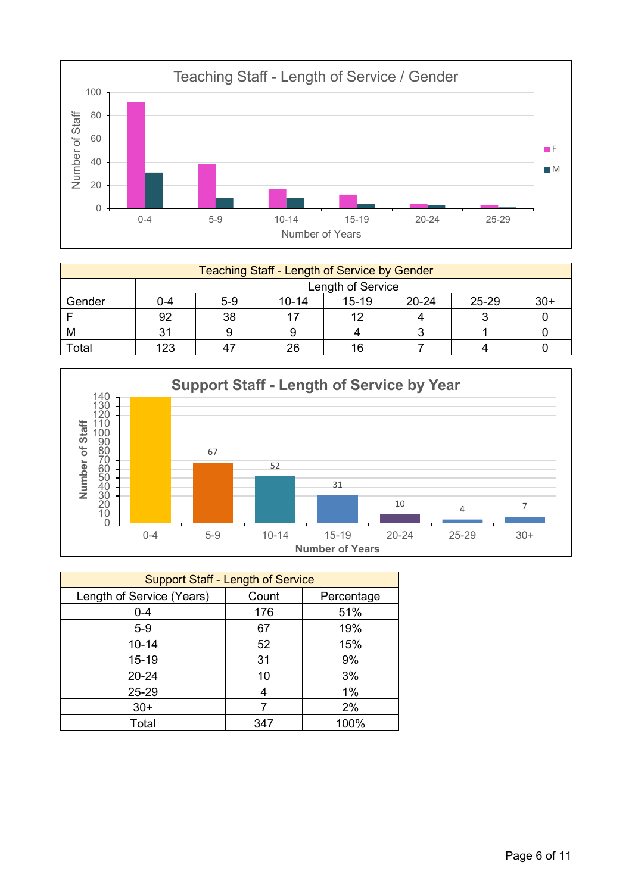Teaching Staff - Length of Service / Gender

| Teaching Staff - Length of Service by Gender | | | | | | | |
|---|---|---|---|---|---|---|---|
| | Length of Service | | | | | | |
| Gender | 0-4 | 5-9 | 10-14 | 15-19 | 20-24 | 25-29 | 30+ |
| F | 92 | 38 | 17 | 12 | 4 | 3 | 0 |
| M | 31 | 9 | 9 | 4 | 3 | 1 | 0 |
| Total | 123 | 47 | 26 | 16 | 7 | 4 | 0 |

**Support Staff - Length of Service by Year**

| Support Staff - Length of Service | | |
|---|---|---|
| Length of Service (Years) | Count | Percentage |
| 0-4 | 176 | 51% |
| 5-9 | 67 | 19% |
| 10-14 | 52 | 15% |
| 15-19 | 31 | 9% |
| 20-24 | 10 | 3% |
| 25-29 | 4 | 1% |
| 30+ | 7 | 2% |
| Total | 347 | 100% |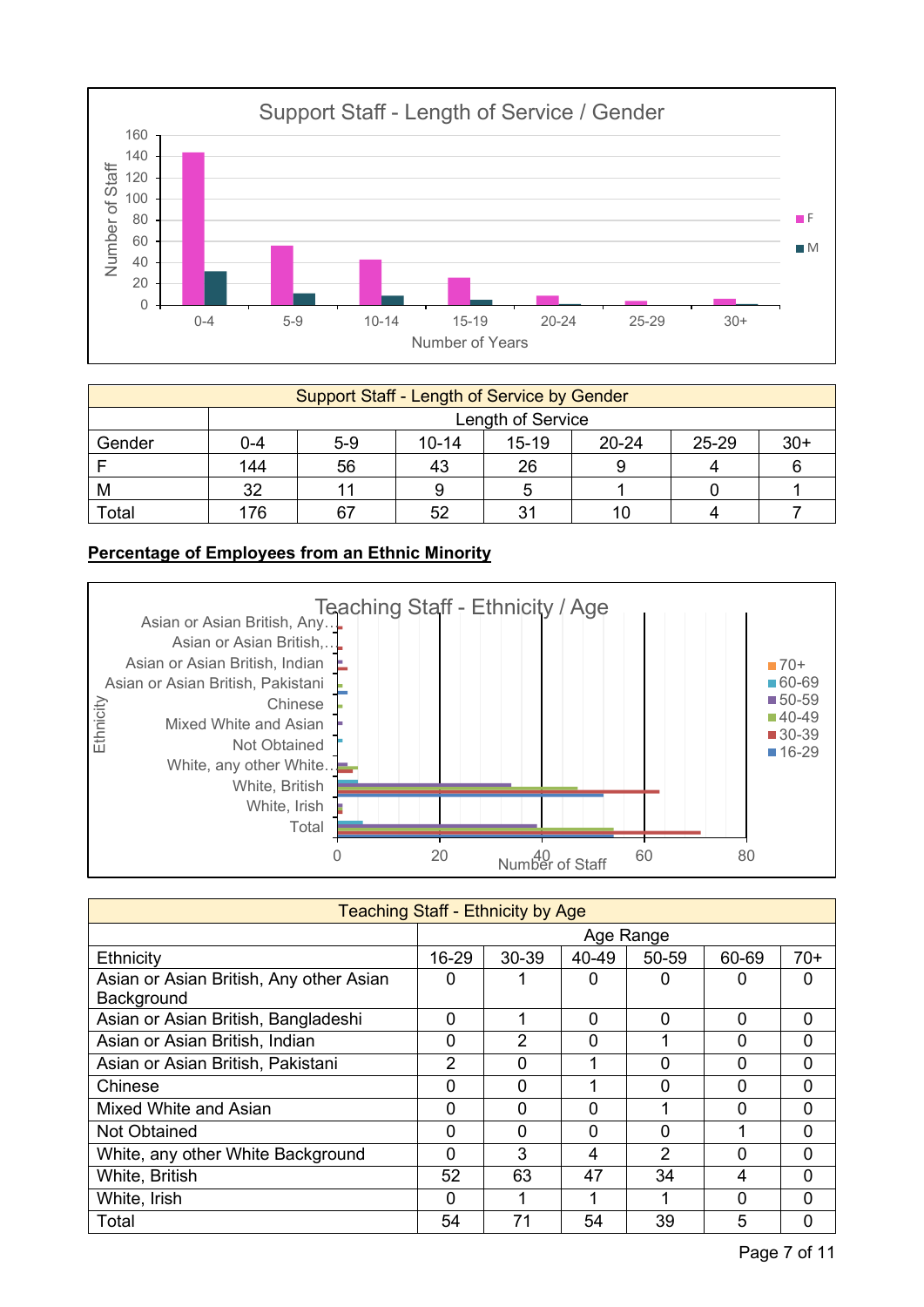Support Staff - Length of Service / Gender

| Support Staff - Length of Service by Gender | | | | | | | |
|---|---|---|---|---|---|---|---|
| | Length of Service | | | | | | |
| Gender | 0-4 | 5-9 | 10-14 | 15-19 | 20-24 | 25-29 | 30+ |
| F | 144 | 56 | 43 | 26 | 9 | 4 | 6 |
| M | 32 | 11 | 9 | 5 | 1 | 0 | 1 |
| Total | 176 | 67 | 52 | 31 | 10 | 4 | 7 |

**Percentage of Employees from an Ethnic Minority**

Teaching Staff - Ethnicity / Age

| Teaching Staff - Ethnicity by Age | | | | | | |
|---|---|---|---|---|---|---|
| | Age Range | | | | | |
| Ethnicity | 16-29 | 30-39 | 40-49 | 50-59 | 60-69 | 70+ |
| Asian or Asian British, Any other Asian Background | 0 | 1 | 0 | 0 | 0 | 0 |
| Asian or Asian British, Bangladeshi | 0 | 1 | 0 | 0 | 0 | 0 |
| Asian or Asian British, Indian | 0 | 2 | 0 | 1 | 0 | 0 |
| Asian or Asian British, Pakistani | 2 | 0 | 1 | 0 | 0 | 0 |
| Chinese | 0 | 0 | 1 | 0 | 0 | 0 |
| Mixed White and Asian | 0 | 0 | 0 | 1 | 0 | 0 |
| Not Obtained | 0 | 0 | 0 | 0 | 1 | 0 |
| White, any other White Background | 0 | 3 | 4 | 2 | 0 | 0 |
| White, British | 52 | 63 | 47 | 34 | 4 | 0 |
| White, Irish | 0 | 1 | 1 | 1 | 0 | 0 |
| Total | 54 | 71 | 54 | 39 | 5 | 0 |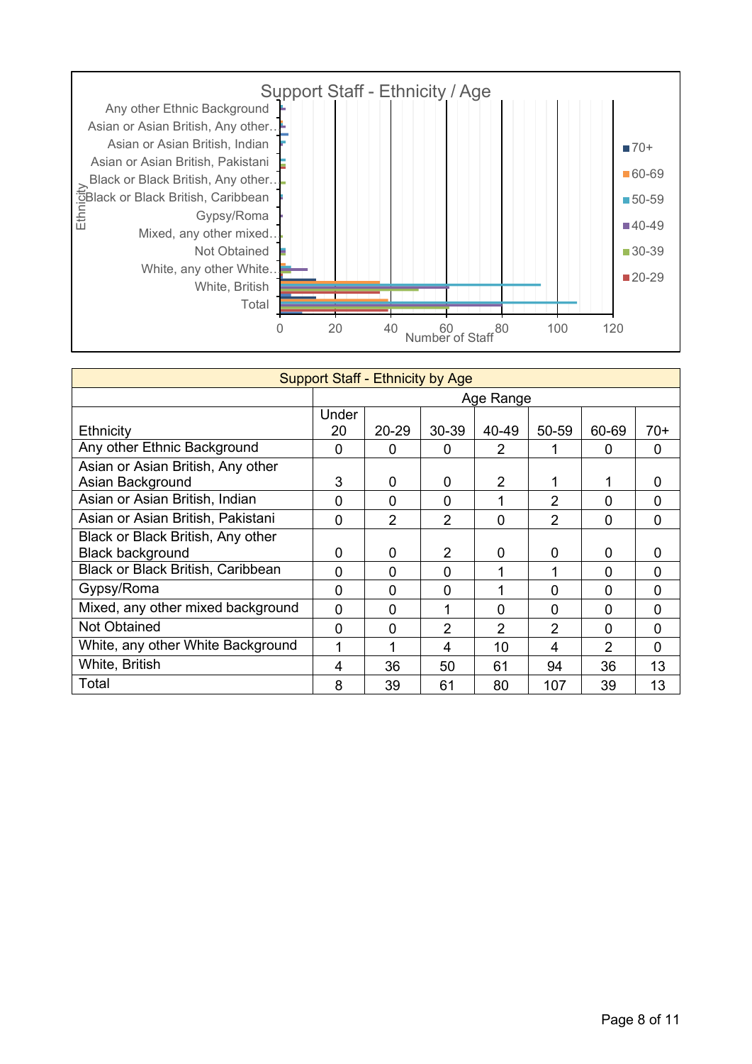Support Staff - Ethnicity / Age

| Support Staff - Ethnicity by Age | | | | | | | |
|---|---|---|---|---|---|---|---|
| | Age Range | | | | | | |
| Ethnicity | Under 20 | 20-29 | 30-39 | 40-49 | 50-59 | 60-69 | 70+ |
| Any other Ethnic Background | 0 | 0 | 0 | 2 | 1 | 0 | 0 |
| Asian or Asian British, Any other Asian Background | 3 | 0 | 0 | 2 | 1 | 1 | 0 |
| Asian or Asian British, Indian | 0 | 0 | 0 | 1 | 2 | 0 | 0 |
| Asian or Asian British, Pakistani | 0 | 2 | 2 | 0 | 2 | 0 | 0 |
| Black or Black British, Any other Black background | 0 | 0 | 2 | 0 | 0 | 0 | 0 |
| Black or Black British, Caribbean | 0 | 0 | 0 | 1 | 1 | 0 | 0 |
| Gypsy/Roma | 0 | 0 | 0 | 1 | 0 | 0 | 0 |
| Mixed, any other mixed background | 0 | 0 | 1 | 0 | 0 | 0 | 0 |
| Not Obtained | 0 | 0 | 2 | 2 | 2 | 0 | 0 |
| White, any other White Background | 1 | 1 | 4 | 10 | 4 | 2 | 0 |
| White, British | 4 | 36 | 50 | 61 | 94 | 36 | 13 |
| Total | 8 | 39 | 61 | 80 | 107 | 39 | 13 |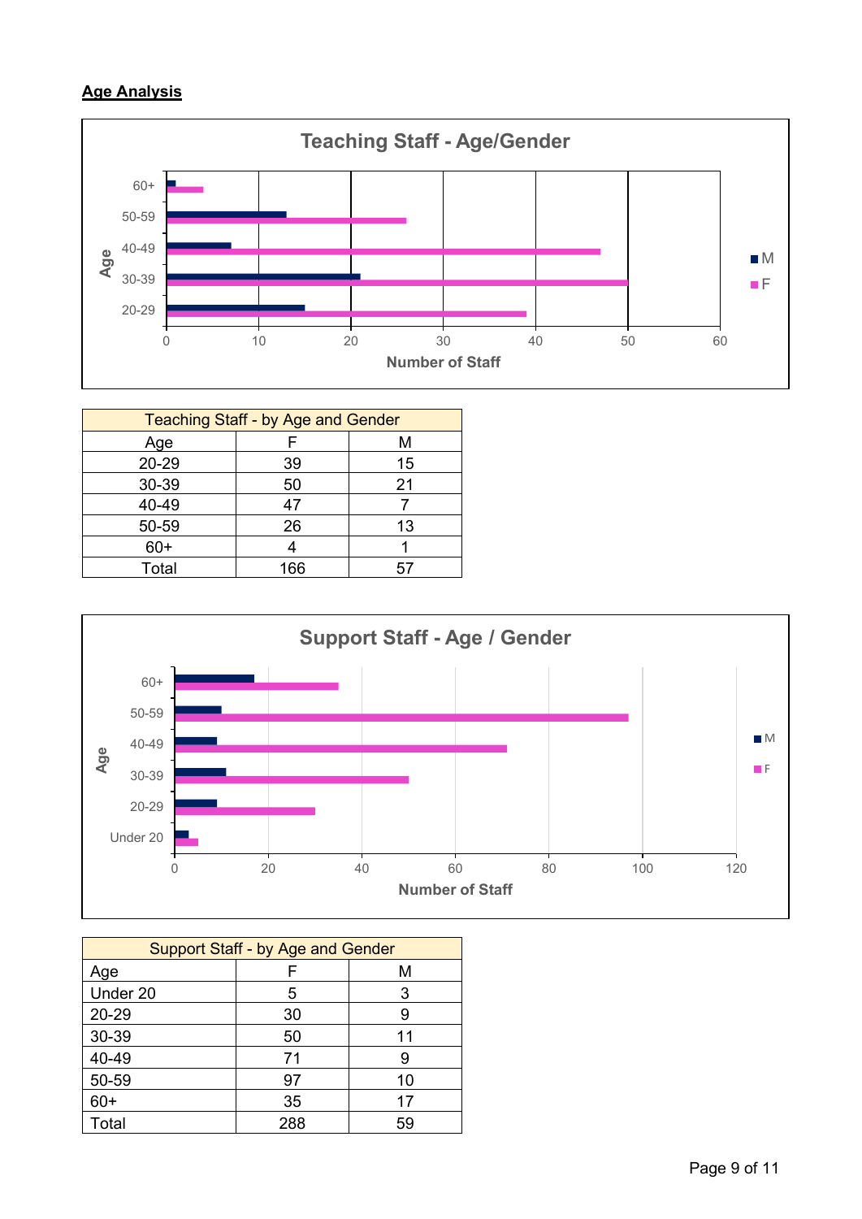**Age Analysis**

Teaching Staff - Age/Gender

| Teaching Staff - by Age and Gender | | |
|---|---|---|
| Age | F | M |
| 20-29 | 39 | 15 |
| 30-39 | 50 | 21 |
| 40-49 | 47 | 7 |
| 50-59 | 26 | 13 |
| 60+ | 4 | 1 |
| Total | 166 | 57 |

Support Staff - Age / Gender

| Support Staff - by Age and Gender | | |
|---|---|---|
| Age | F | M |
| Under 20 | 5 | 3 |
| 20-29 | 30 | 9 |
| 30-39 | 50 | 11 |
| 40-49 | 71 | 9 |
| 50-59 | 97 | 10 |
| 60+ | 35 | 17 |
| Total | 288 | 59 |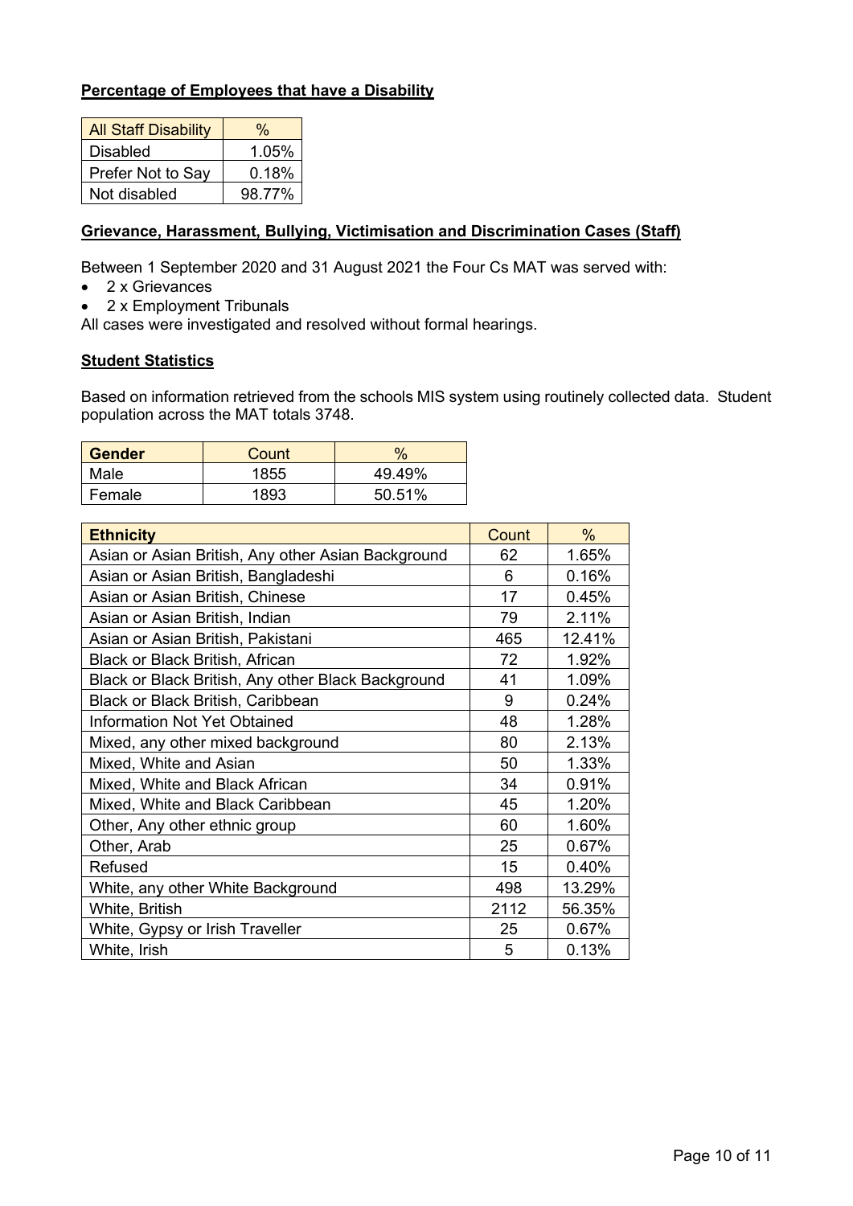**Percentage of Employees that have a Disability**

| All Staff Disability | % |
|---|---|
| Disabled | 1.05% |
| Prefer Not to Say | 0.18% |
| Not disabled | 98.77% |

**Grievance, Harassment, Bullying, Victimisation and Discrimination Cases (Staff)**

Between 1 September 2020 and 31 August 2021 the Four Cs MAT was served with:

- 2 x Grievances
- 2 x Employment Tribunals

All cases were investigated and resolved without formal hearings.

**Student Statistics**

Based on information retrieved from the schools MIS system using routinely collected data. Student population across the MAT totals 3748.

| Gender | Count | % |
|---|---|---|
| Male | 1855 | 49.49% |
| Female | 1893 | 50.51% |

| Ethnicity | Count | % |
|---|---|---|
| Asian or Asian British, Any other Asian Background | 62 | 1.65% |
| Asian or Asian British, Bangladeshi | 6 | 0.16% |
| Asian or Asian British, Chinese | 17 | 0.45% |
| Asian or Asian British, Indian | 79 | 2.11% |
| Asian or Asian British, Pakistani | 465 | 12.41% |
| Black or Black British, African | 72 | 1.92% |
| Black or Black British, Any other Black Background | 41 | 1.09% |
| Black or Black British, Caribbean | 9 | 0.24% |
| Information Not Yet Obtained | 48 | 1.28% |
| Mixed, any other mixed background | 80 | 2.13% |
| Mixed, White and Asian | 50 | 1.33% |
| Mixed, White and Black African | 34 | 0.91% |
| Mixed, White and Black Caribbean | 45 | 1.20% |
| Other, Any other ethnic group | 60 | 1.60% |
| Other, Arab | 25 | 0.67% |
| Refused | 15 | 0.40% |
| White, any other White Background | 498 | 13.29% |
| White, British | 2112 | 56.35% |
| White, Gypsy or Irish Traveller | 25 | 0.67% |
| White, Irish | 5 | 0.13% |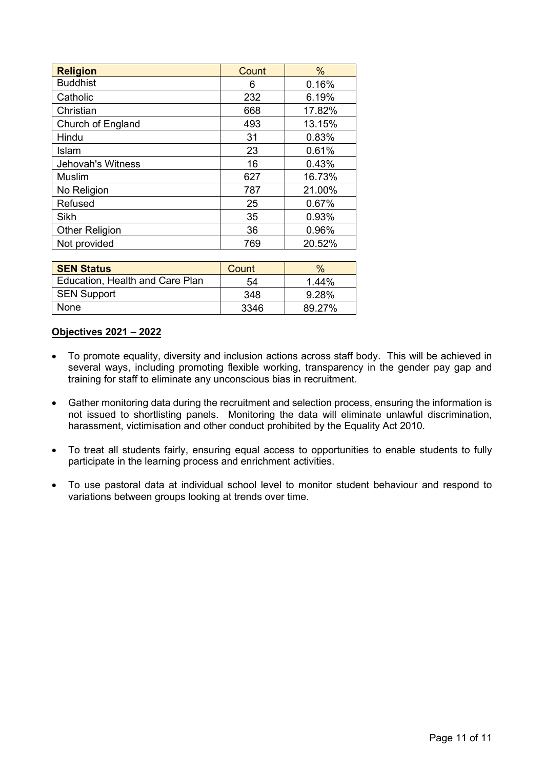| Religion | Count | % |
|---|---|---|
| Buddhist | 6 | 0.16% |
| Catholic | 232 | 6.19% |
| Christian | 668 | 17.82% |
| Church of England | 493 | 13.15% |
| Hindu | 31 | 0.83% |
| Islam | 23 | 0.61% |
| Jehovah's Witness | 16 | 0.43% |
| Muslim | 627 | 16.73% |
| No Religion | 787 | 21.00% |
| Refused | 25 | 0.67% |
| Sikh | 35 | 0.93% |
| Other Religion | 36 | 0.96% |
| Not provided | 769 | 20.52% |

| SEN Status | Count | % |
|---|---|---|
| Education, Health and Care Plan | 54 | 1.44% |
| SEN Support | 348 | 9.28% |
| None | 3346 | 89.27% |

**Objectives 2021 – 2022**

- To promote equality, diversity and inclusion actions across staff body. This will be achieved in several ways, including promoting flexible working, transparency in the gender pay gap and training for staff to eliminate any unconscious bias in recruitment.
- Gather monitoring data during the recruitment and selection process, ensuring the information is not issued to shortlisting panels. Monitoring the data will eliminate unlawful discrimination, harassment, victimisation and other conduct prohibited by the Equality Act 2010.
- To treat all students fairly, ensuring equal access to opportunities to enable students to fully participate in the learning process and enrichment activities.
- To use pastoral data at individual school level to monitor student behaviour and respond to variations between groups looking at trends over time.